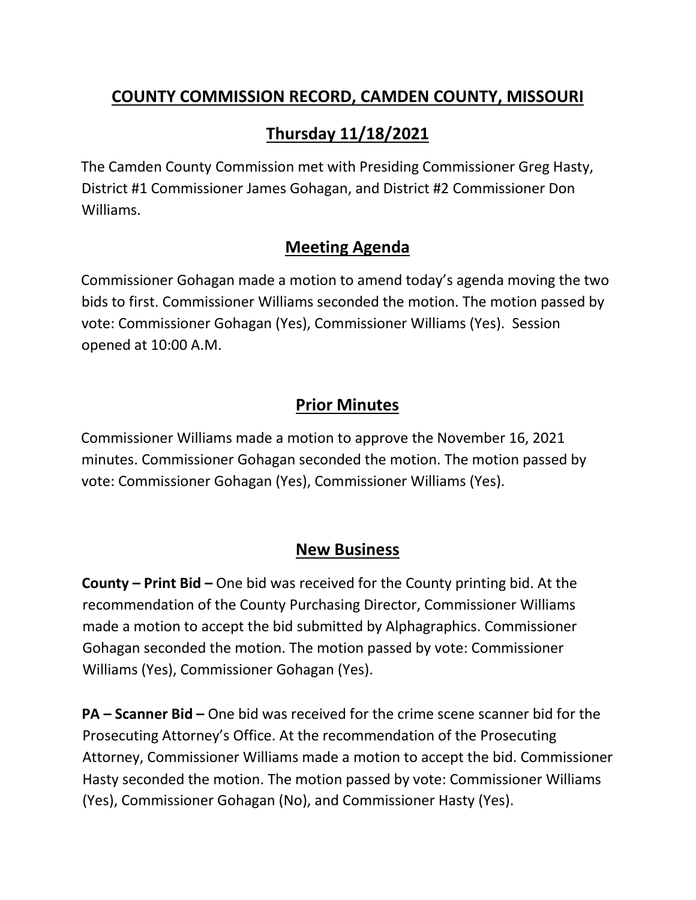# COUNTY COMMISSION RECORD, CAMDEN COUNTY, MISSOURI

## Thursday 11/18/2021

The Camden County Commission met with Presiding Commissioner Greg Hasty, District #1 Commissioner James Gohagan, and District #2 Commissioner Don Williams.

## Meeting Agenda

Commissioner Gohagan made a motion to amend today's agenda moving the two bids to first. Commissioner Williams seconded the motion. The motion passed by vote: Commissioner Gohagan (Yes), Commissioner Williams (Yes). Session opened at 10:00 A.M.

## Prior Minutes

Commissioner Williams made a motion to approve the November 16, 2021 minutes. Commissioner Gohagan seconded the motion. The motion passed by vote: Commissioner Gohagan (Yes), Commissioner Williams (Yes).

## New Business

**County – Print Bid –** One bid was received for the County printing bid. At the recommendation of the County Purchasing Director, Commissioner Williams made a motion to accept the bid submitted by Alphagraphics. Commissioner Gohagan seconded the motion. The motion passed by vote: Commissioner Williams (Yes), Commissioner Gohagan (Yes).

**PA – Scanner Bid –** One bid was received for the crime scene scanner bid for the Prosecuting Attorney's Office. At the recommendation of the Prosecuting Attorney, Commissioner Williams made a motion to accept the bid. Commissioner Hasty seconded the motion. The motion passed by vote: Commissioner Williams (Yes), Commissioner Gohagan (No), and Commissioner Hasty (Yes).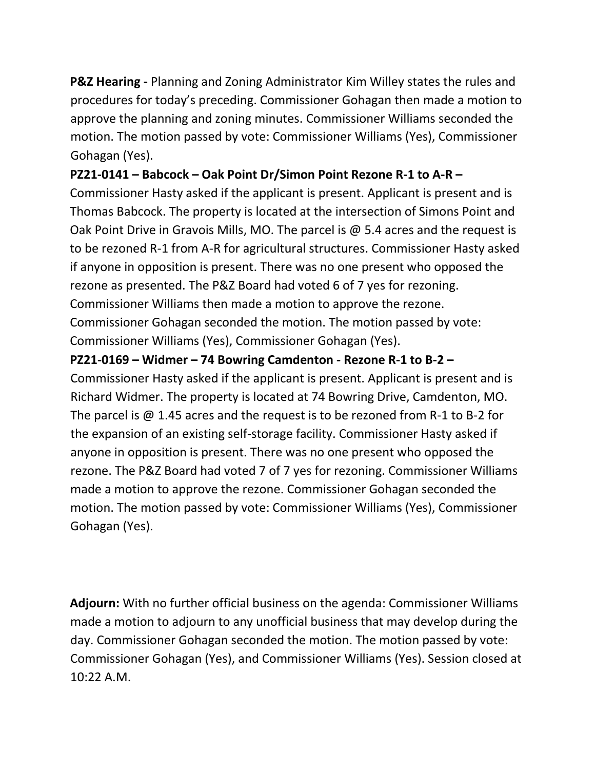**P&Z Hearing -** Planning and Zoning Administrator Kim Willey states the rules and procedures for today's preceding. Commissioner Gohagan then made a motion to approve the planning and zoning minutes. Commissioner Williams seconded the motion. The motion passed by vote: Commissioner Williams (Yes), Commissioner Gohagan (Yes).

**PZ21-0141 – Babcock – Oak Point Dr/Simon Point Rezone R-1 to A-R –** Commissioner Hasty asked if the applicant is present. Applicant is present and is Thomas Babcock. The property is located at the intersection of Simons Point and Oak Point Drive in Gravois Mills, MO. The parcel is @ 5.4 acres and the request is to be rezoned R-1 from A-R for agricultural structures. Commissioner Hasty asked if anyone in opposition is present. There was no one present who opposed the rezone as presented. The P&Z Board had voted 6 of 7 yes for rezoning. Commissioner Williams then made a motion to approve the rezone. Commissioner Gohagan seconded the motion. The motion passed by vote: Commissioner Williams (Yes), Commissioner Gohagan (Yes).

**PZ21-0169 – Widmer – 74 Bowring Camdenton - Rezone R-1 to B-2 –** Commissioner Hasty asked if the applicant is present. Applicant is present and is Richard Widmer. The property is located at 74 Bowring Drive, Camdenton, MO. The parcel is @ 1.45 acres and the request is to be rezoned from R-1 to B-2 for the expansion of an existing self-storage facility. Commissioner Hasty asked if anyone in opposition is present. There was no one present who opposed the rezone. The P&Z Board had voted 7 of 7 yes for rezoning. Commissioner Williams made a motion to approve the rezone. Commissioner Gohagan seconded the motion. The motion passed by vote: Commissioner Williams (Yes), Commissioner Gohagan (Yes).

**Adjourn:** With no further official business on the agenda: Commissioner Williams made a motion to adjourn to any unofficial business that may develop during the day. Commissioner Gohagan seconded the motion. The motion passed by vote: Commissioner Gohagan (Yes), and Commissioner Williams (Yes). Session closed at 10:22 A.M.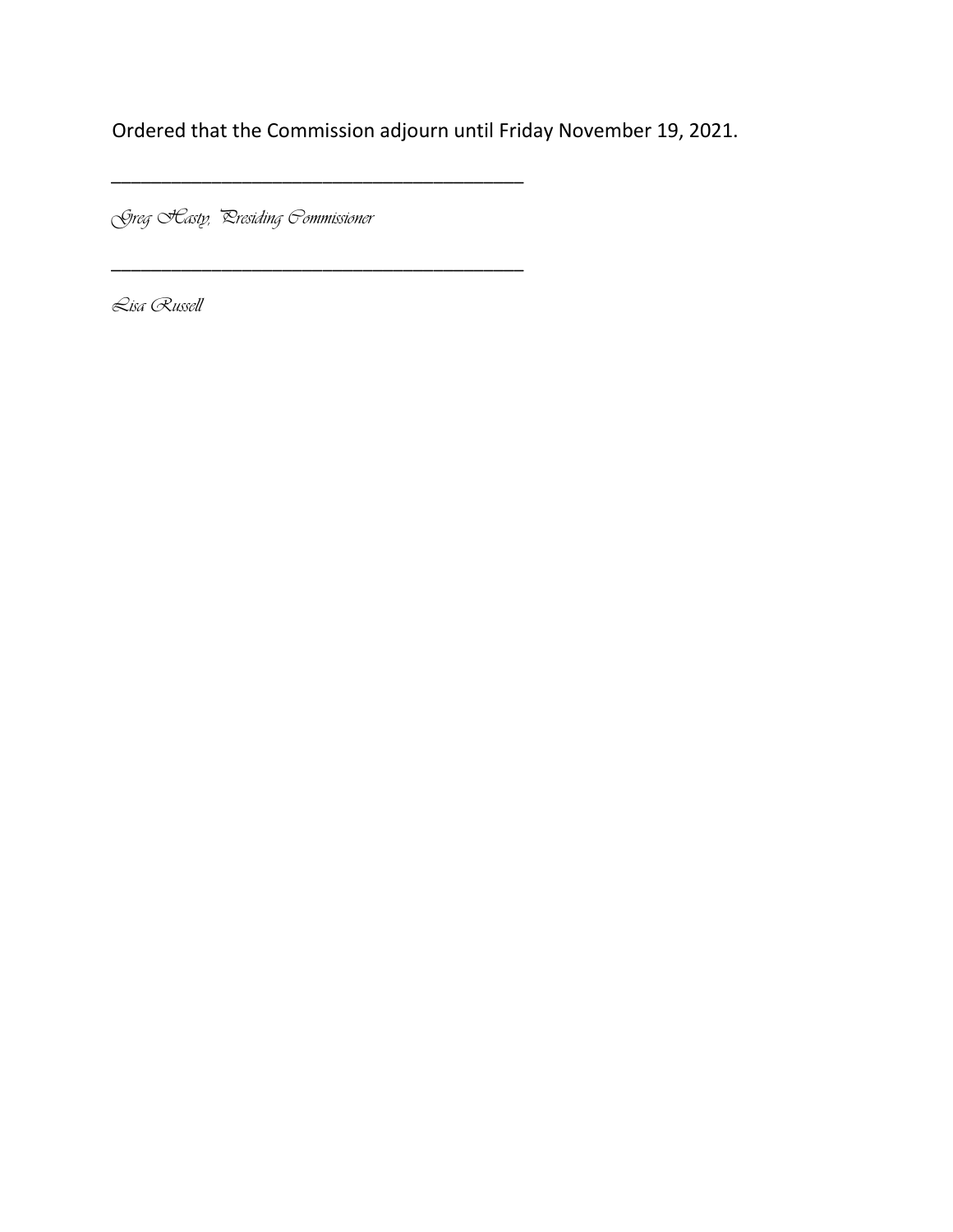Ordered that the Commission adjourn until Friday November 19, 2021.

___________________________________________

*Greg Hasty, Presiding Commissioner*

___________________________________________

*Lisa Russell*